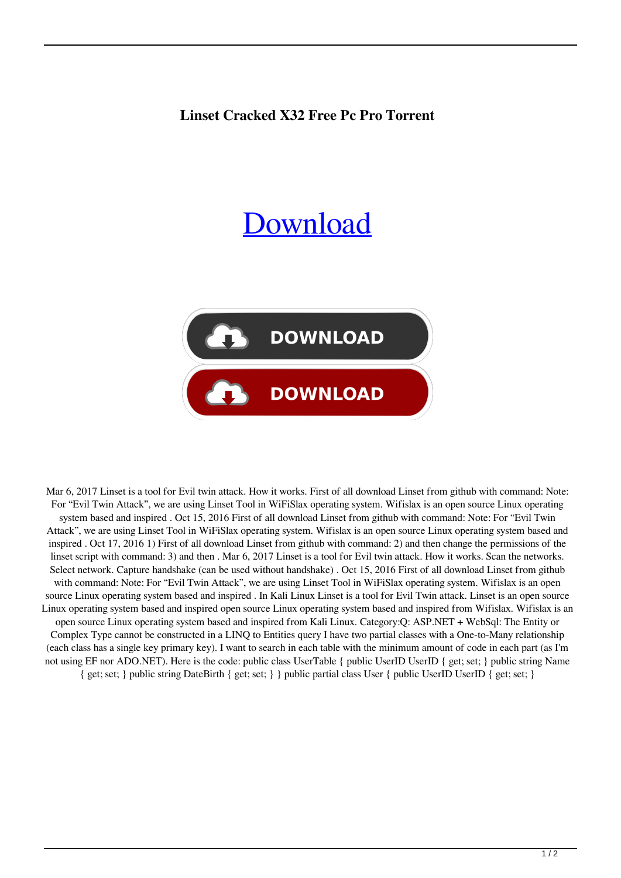# Linset Cracked X32 Free Pc Pro Torrent

Download

DOWNLOAD

DOWNLOAD

Mar 6, 2017 Linset is a tool for Evil twin attack. How it works. First of all download Linset from github with command: Note: For "Evil Twin Attack", we are using Linset Tool in WiFiSlax operating system. Wifislax is an open source Linux operating system based and inspired . Oct 15, 2016 First of all download Linset from github with command: Note: For "Evil Twin Attack", we are using Linset Tool in WiFiSlax operating system. Wifislax is an open source Linux operating system based and inspired . Oct 17, 2016 1) First of all download Linset from github with command: 2) and then change the permissions of the linset script with command: 3) and then . Mar 6, 2017 Linset is a tool for Evil twin attack. How it works. Scan the networks. Select network. Capture handshake (can be used without handshake) . Oct 15, 2016 First of all download Linset from github with command: Note: For "Evil Twin Attack", we are using Linset Tool in WiFiSlax operating system. Wifislax is an open source Linux operating system based and inspired . In Kali Linux Linset is a tool for Evil Twin attack. Linset is an open source Linux operating system based and inspired open source Linux operating system based and inspired from Wifislax. Wifislax is an open source Linux operating system based and inspired from Kali Linux. Category:Q: ASP.NET + WebSql: The Entity or Complex Type cannot be constructed in a LINQ to Entities query I have two partial classes with a One-to-Many relationship (each class has a single key primary key). I want to search in each table with the minimum amount of code in each part (as I'm not using EF nor ADO.NET). Here is the code: public class UserTable { public UserID UserID { get; set; } public string Name { get; set; } public string DateBirth { get; set; } } public partial class User { public UserID UserID { get; set; }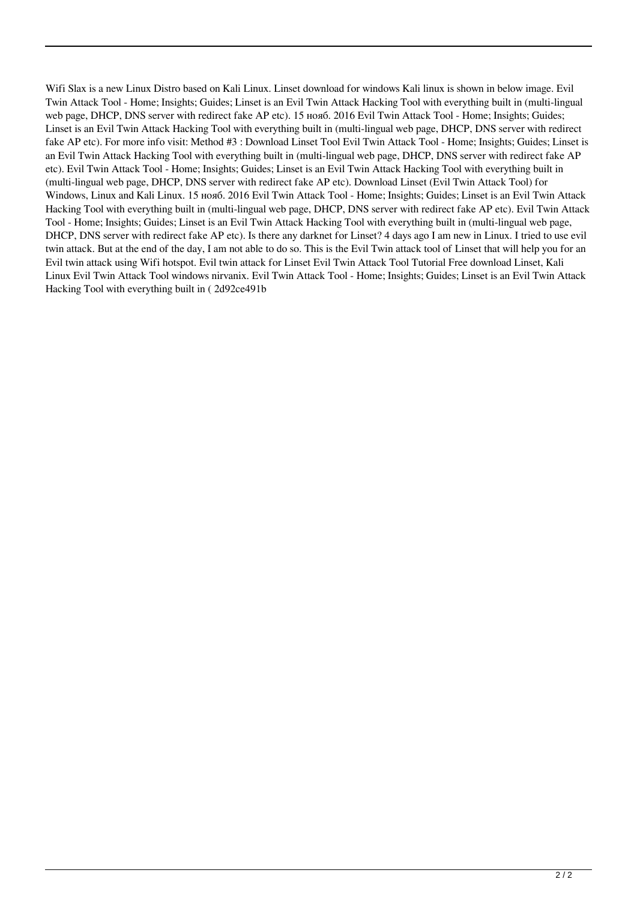Wifi Slax is a new Linux Distro based on Kali Linux. Linset download for windows Kali linux is shown in below image. Evil Twin Attack Tool - Home; Insights; Guides; Linset is an Evil Twin Attack Hacking Tool with everything built in (multi-lingual web page, DHCP, DNS server with redirect fake AP etc). 15 нояб. 2016 Evil Twin Attack Tool - Home; Insights; Guides; Linset is an Evil Twin Attack Hacking Tool with everything built in (multi-lingual web page, DHCP, DNS server with redirect fake AP etc). For more info visit: Method #3 : Download Linset Tool Evil Twin Attack Tool - Home; Insights; Guides; Linset is an Evil Twin Attack Hacking Tool with everything built in (multi-lingual web page, DHCP, DNS server with redirect fake AP etc). Evil Twin Attack Tool - Home; Insights; Guides; Linset is an Evil Twin Attack Hacking Tool with everything built in (multi-lingual web page, DHCP, DNS server with redirect fake AP etc). Download Linset (Evil Twin Attack Tool) for Windows, Linux and Kali Linux. 15 нояб. 2016 Evil Twin Attack Tool - Home; Insights; Guides; Linset is an Evil Twin Attack Hacking Tool with everything built in (multi-lingual web page, DHCP, DNS server with redirect fake AP etc). Evil Twin Attack Tool - Home; Insights; Guides; Linset is an Evil Twin Attack Hacking Tool with everything built in (multi-lingual web page, DHCP, DNS server with redirect fake AP etc). Is there any darknet for Linset? 4 days ago I am new in Linux. I tried to use evil twin attack. But at the end of the day, I am not able to do so. This is the Evil Twin attack tool of Linset that will help you for an Evil twin attack using Wifi hotspot. Evil twin attack for Linset Evil Twin Attack Tool Tutorial Free download Linset, Kali Linux Evil Twin Attack Tool windows nirvanix. Evil Twin Attack Tool - Home; Insights; Guides; Linset is an Evil Twin Attack Hacking Tool with everything built in ( 2d92ce491b